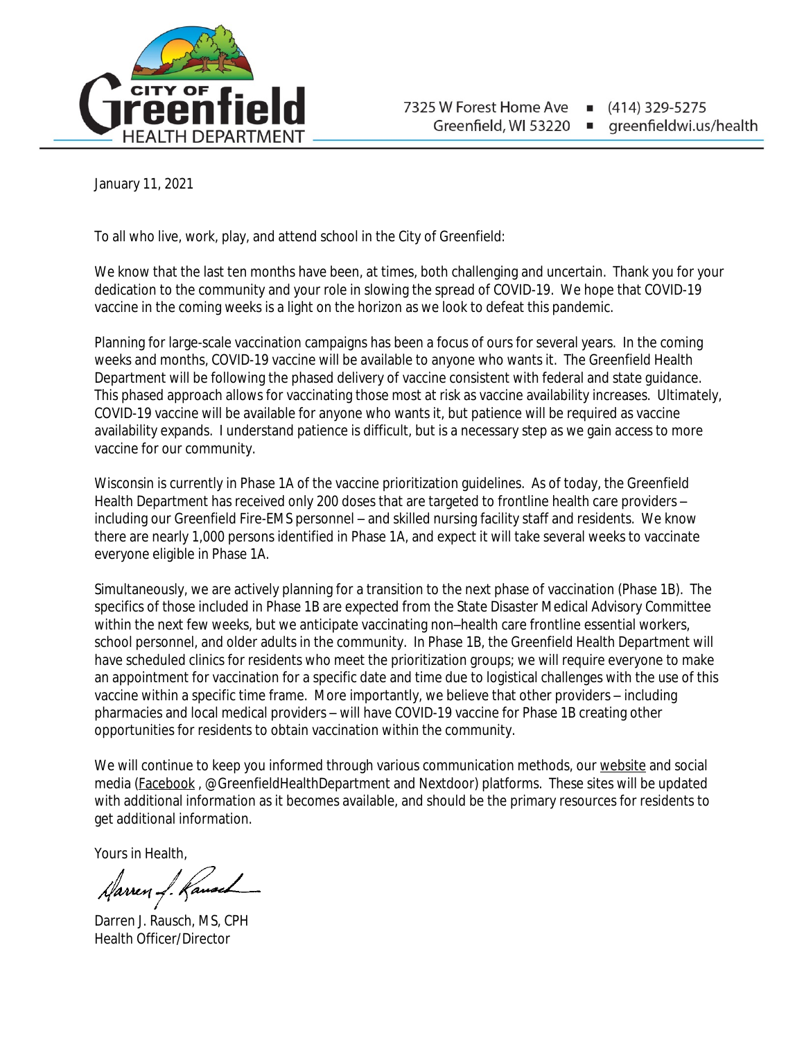CITY OF Greenfield HEALTH DEPARTMENT

7325 W Forest Home Ave ▪ (414) 329-5275
Greenfield, WI 53220 ▪ greenfieldwi.us/health

January 11, 2021

To all who live, work, play, and attend school in the City of Greenfield:

We know that the last ten months have been, at times, both challenging and uncertain. Thank you for your dedication to the community and your role in slowing the spread of COVID-19. We hope that COVID-19 vaccine in the coming weeks is a light on the horizon as we look to defeat this pandemic.

Planning for large-scale vaccination campaigns has been a focus of ours for several years. In the coming weeks and months, COVID-19 vaccine will be available to anyone who wants it. The Greenfield Health Department will be following the phased delivery of vaccine consistent with federal and state guidance. This phased approach allows for vaccinating those most at risk as vaccine availability increases. Ultimately, COVID-19 vaccine will be available for anyone who wants it, but patience will be required as vaccine availability expands. I understand patience is difficult, but is a necessary step as we gain access to more vaccine for our community.

Wisconsin is currently in Phase 1A of the vaccine prioritization guidelines. As of today, the Greenfield Health Department has received only 200 doses that are targeted to frontline health care providers – including our Greenfield Fire-EMS personnel – and skilled nursing facility staff and residents. We know there are nearly 1,000 persons identified in Phase 1A, and expect it will take several weeks to vaccinate everyone eligible in Phase 1A.

Simultaneously, we are actively planning for a transition to the next phase of vaccination (Phase 1B). The specifics of those included in Phase 1B are expected from the State Disaster Medical Advisory Committee within the next few weeks, but we anticipate vaccinating non–health care frontline essential workers, school personnel, and older adults in the community. In Phase 1B, the Greenfield Health Department will have scheduled clinics for residents who meet the prioritization groups; we will require everyone to make an appointment for vaccination for a specific date and time due to logistical challenges with the use of this vaccine within a specific time frame. More importantly, we believe that other providers – including pharmacies and local medical providers – will have COVID-19 vaccine for Phase 1B creating other opportunities for residents to obtain vaccination within the community.

We will continue to keep you informed through various communication methods, our website and social media (Facebook , @GreenfieldHealthDepartment and Nextdoor) platforms. These sites will be updated with additional information as it becomes available, and should be the primary resources for residents to get additional information.

Yours in Health,

Darren J. Rausch, MS, CPH
Health Officer/Director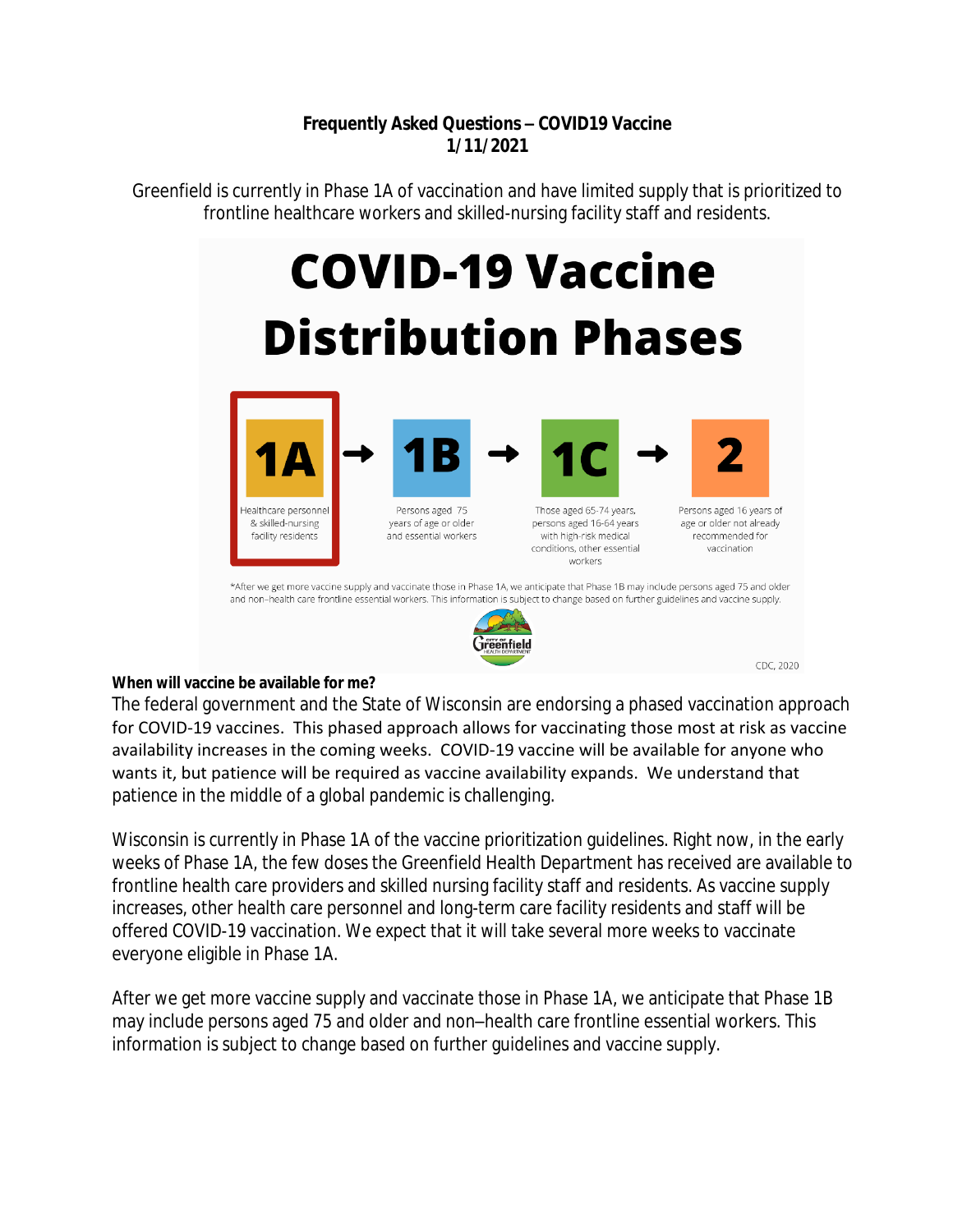**Frequently Asked Questions – COVID19 Vaccine**
**1/11/2021**

Greenfield is currently in Phase 1A of vaccination and have limited supply that is prioritized to frontline healthcare workers and skilled-nursing facility staff and residents.

# COVID-19 Vaccine Distribution Phases

**1A** → **1B** → **1C** → **2**

- **1A**: Healthcare personnel & skilled-nursing facility residents
- **1B**: Persons aged 75 years of age or older and essential workers
- **1C**: Those aged 65-74 years, persons aged 16-64 years with high-risk medical conditions, other essential workers
- **2**: Persons aged 16 years of age or older not already recommended for vaccination

*After we get more vaccine supply and vaccinate those in Phase 1A, we anticipate that Phase 1B may include persons aged 75 and older and non–health care frontline essential workers. This information is subject to change based on further guidelines and vaccine supply.

City of Greenfield Health Department

CDC, 2020

**When will vaccine be available for me?**

The federal government and the State of Wisconsin are endorsing a phased vaccination approach for COVID-19 vaccines. This phased approach allows for vaccinating those most at risk as vaccine availability increases in the coming weeks. COVID-19 vaccine will be available for anyone who wants it, but patience will be required as vaccine availability expands. We understand that patience in the middle of a global pandemic is challenging.

Wisconsin is currently in Phase 1A of the vaccine prioritization guidelines. Right now, in the early weeks of Phase 1A, the few doses the Greenfield Health Department has received are available to frontline health care providers and skilled nursing facility staff and residents. As vaccine supply increases, other health care personnel and long-term care facility residents and staff will be offered COVID-19 vaccination. We expect that it will take several more weeks to vaccinate everyone eligible in Phase 1A.

After we get more vaccine supply and vaccinate those in Phase 1A, we anticipate that Phase 1B may include persons aged 75 and older and non–health care frontline essential workers. This information is subject to change based on further guidelines and vaccine supply.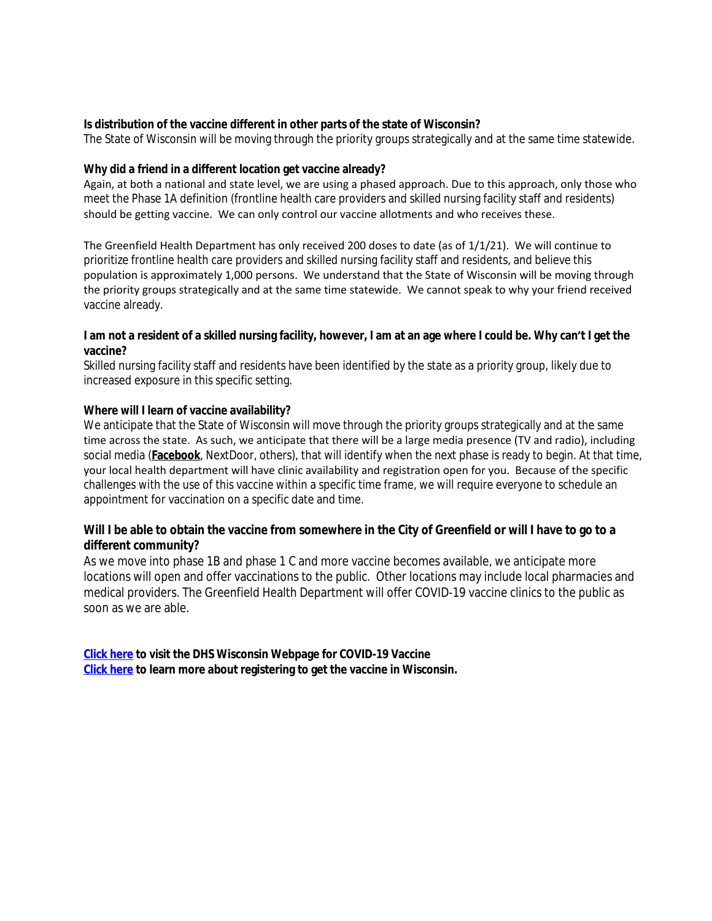**Is distribution of the vaccine different in other parts of the state of Wisconsin?**

The State of Wisconsin will be moving through the priority groups strategically and at the same time statewide.

**Why did a friend in a different location get vaccine already?**

Again, at both a national and state level, we are using a phased approach. Due to this approach, only those who meet the Phase 1A definition (frontline health care providers and skilled nursing facility staff and residents) should be getting vaccine. We can only control our vaccine allotments and who receives these.

The Greenfield Health Department has only received 200 doses to date (as of 1/1/21). We will continue to prioritize frontline health care providers and skilled nursing facility staff and residents, and believe this population is approximately 1,000 persons. We understand that the State of Wisconsin will be moving through the priority groups strategically and at the same time statewide. We cannot speak to why your friend received vaccine already.

**I am not a resident of a skilled nursing facility, however, I am at an age where I could be. Why can't I get the vaccine?**

Skilled nursing facility staff and residents have been identified by the state as a priority group, likely due to increased exposure in this specific setting.

**Where will I learn of vaccine availability?**

We anticipate that the State of Wisconsin will move through the priority groups strategically and at the same time across the state. As such, we anticipate that there will be a large media presence (TV and radio), including social media (**Facebook**, NextDoor, others), that will identify when the next phase is ready to begin. At that time, your local health department will have clinic availability and registration open for you. Because of the specific challenges with the use of this vaccine within a specific time frame, we will require everyone to schedule an appointment for vaccination on a specific date and time.

**Will I be able to obtain the vaccine from somewhere in the City of Greenfield or will I have to go to a different community?**

As we move into phase 1B and phase 1 C and more vaccine becomes available, we anticipate more locations will open and offer vaccinations to the public. Other locations may include local pharmacies and medical providers. The Greenfield Health Department will offer COVID-19 vaccine clinics to the public as soon as we are able.

**Click here to visit the DHS Wisconsin Webpage for COVID-19 Vaccine**
**Click here to learn more about registering to get the vaccine in Wisconsin.**